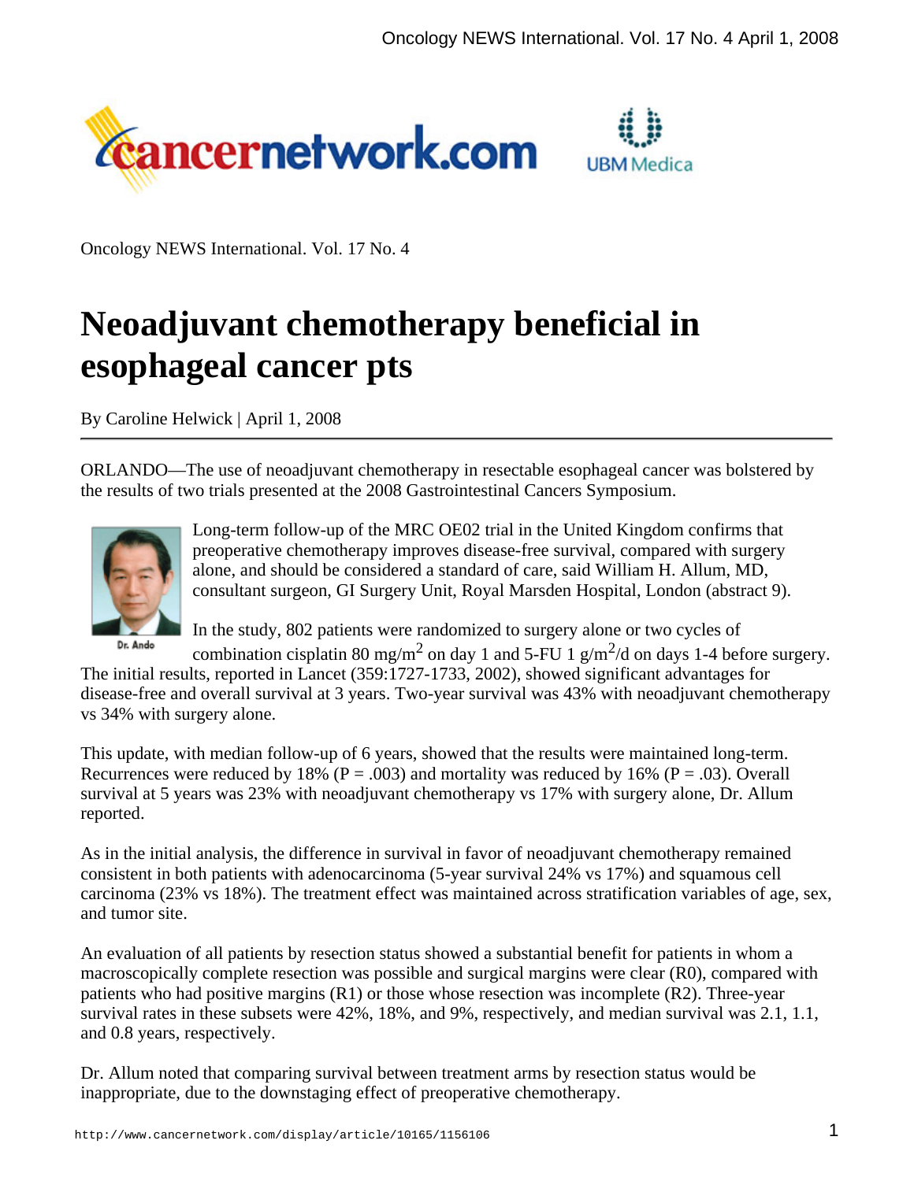Oncology NEWS International. Vol. 17 No. 4

# Neoadjuvant chemotherapy beneficial in esophageal cancer pts

By Caroline Helwick | April 1, 2008

ORLANDO—The use of neoadjuvant chemotherapy in resectable esophageal cancer was bolstered by the results of two trials presented at the 2008 Gastrointestinal Cancers Symposium.

Dr. Ando

Long-term follow-up of the MRC OE02 trial in the United Kingdom confirms that preoperative chemotherapy improves disease-free survival, compared with surgery alone, and should be considered a standard of care, said William H. Allum, MD, consultant surgeon, GI Surgery Unit, Royal Marsden Hospital, London (abstract 9).

In the study, 802 patients were randomized to surgery alone or two cycles of combination cisplatin 80 mg/$m^2$ on day 1 and 5-FU 1 g/$m^2$/d on days 1-4 before surgery. The initial results, reported in Lancet (359:1727-1733, 2002), showed significant advantages for disease-free and overall survival at 3 years. Two-year survival was 43% with neoadjuvant chemotherapy vs 34% with surgery alone.

This update, with median follow-up of 6 years, showed that the results were maintained long-term. Recurrences were reduced by 18% ($P = .003$) and mortality was reduced by 16% ($P = .03$). Overall survival at 5 years was 23% with neoadjuvant chemotherapy vs 17% with surgery alone, Dr. Allum reported.

As in the initial analysis, the difference in survival in favor of neoadjuvant chemotherapy remained consistent in both patients with adenocarcinoma (5-year survival 24% vs 17%) and squamous cell carcinoma (23% vs 18%). The treatment effect was maintained across stratification variables of age, sex, and tumor site.

An evaluation of all patients by resection status showed a substantial benefit for patients in whom a macroscopically complete resection was possible and surgical margins were clear (R0), compared with patients who had positive margins (R1) or those whose resection was incomplete (R2). Three-year survival rates in these subsets were 42%, 18%, and 9%, respectively, and median survival was 2.1, 1.1, and 0.8 years, respectively.

Dr. Allum noted that comparing survival between treatment arms by resection status would be inappropriate, due to the downstaging effect of preoperative chemotherapy.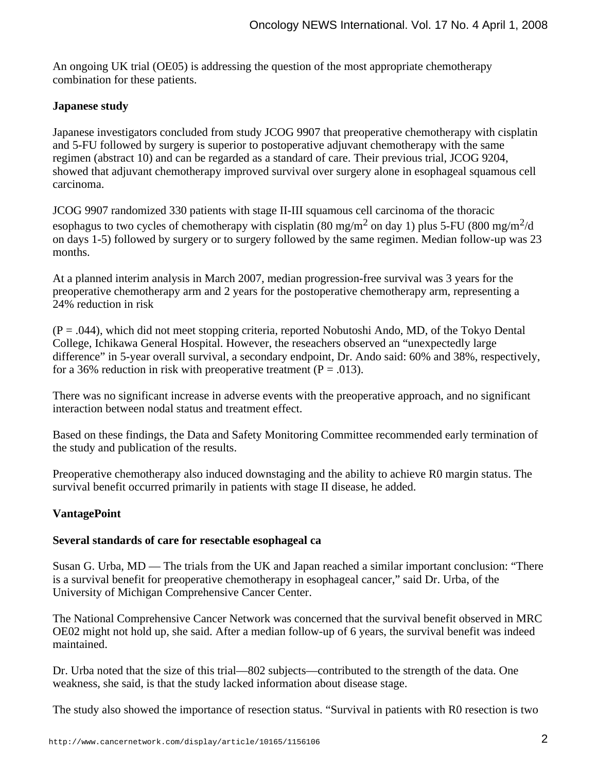An ongoing UK trial (OE05) is addressing the question of the most appropriate chemotherapy combination for these patients.

**Japanese study**

Japanese investigators concluded from study JCOG 9907 that preoperative chemotherapy with cisplatin and 5-FU followed by surgery is superior to postoperative adjuvant chemotherapy with the same regimen (abstract 10) and can be regarded as a standard of care. Their previous trial, JCOG 9204, showed that adjuvant chemotherapy improved survival over surgery alone in esophageal squamous cell carcinoma.

JCOG 9907 randomized 330 patients with stage II-III squamous cell carcinoma of the thoracic esophagus to two cycles of chemotherapy with cisplatin (80 mg/$m^2$ on day 1) plus 5-FU (800 mg/$m^2$/d on days 1-5) followed by surgery or to surgery followed by the same regimen. Median follow-up was 23 months.

At a planned interim analysis in March 2007, median progression-free survival was 3 years for the preoperative chemotherapy arm and 2 years for the postoperative chemotherapy arm, representing a 24% reduction in risk

(P = .044), which did not meet stopping criteria, reported Nobutoshi Ando, MD, of the Tokyo Dental College, Ichikawa General Hospital. However, the reseachers observed an “unexpectedly large difference” in 5-year overall survival, a secondary endpoint, Dr. Ando said: 60% and 38%, respectively, for a 36% reduction in risk with preoperative treatment (P = .013).

There was no significant increase in adverse events with the preoperative approach, and no significant interaction between nodal status and treatment effect.

Based on these findings, the Data and Safety Monitoring Committee recommended early termination of the study and publication of the results.

Preoperative chemotherapy also induced downstaging and the ability to achieve R0 margin status. The survival benefit occurred primarily in patients with stage II disease, he added.

**VantagePoint**

**Several standards of care for resectable esophageal ca**

Susan G. Urba, MD — The trials from the UK and Japan reached a similar important conclusion: “There is a survival benefit for preoperative chemotherapy in esophageal cancer,” said Dr. Urba, of the University of Michigan Comprehensive Cancer Center.

The National Comprehensive Cancer Network was concerned that the survival benefit observed in MRC OE02 might not hold up, she said. After a median follow-up of 6 years, the survival benefit was indeed maintained.

Dr. Urba noted that the size of this trial—802 subjects—contributed to the strength of the data. One weakness, she said, is that the study lacked information about disease stage.

The study also showed the importance of resection status. “Survival in patients with R0 resection is two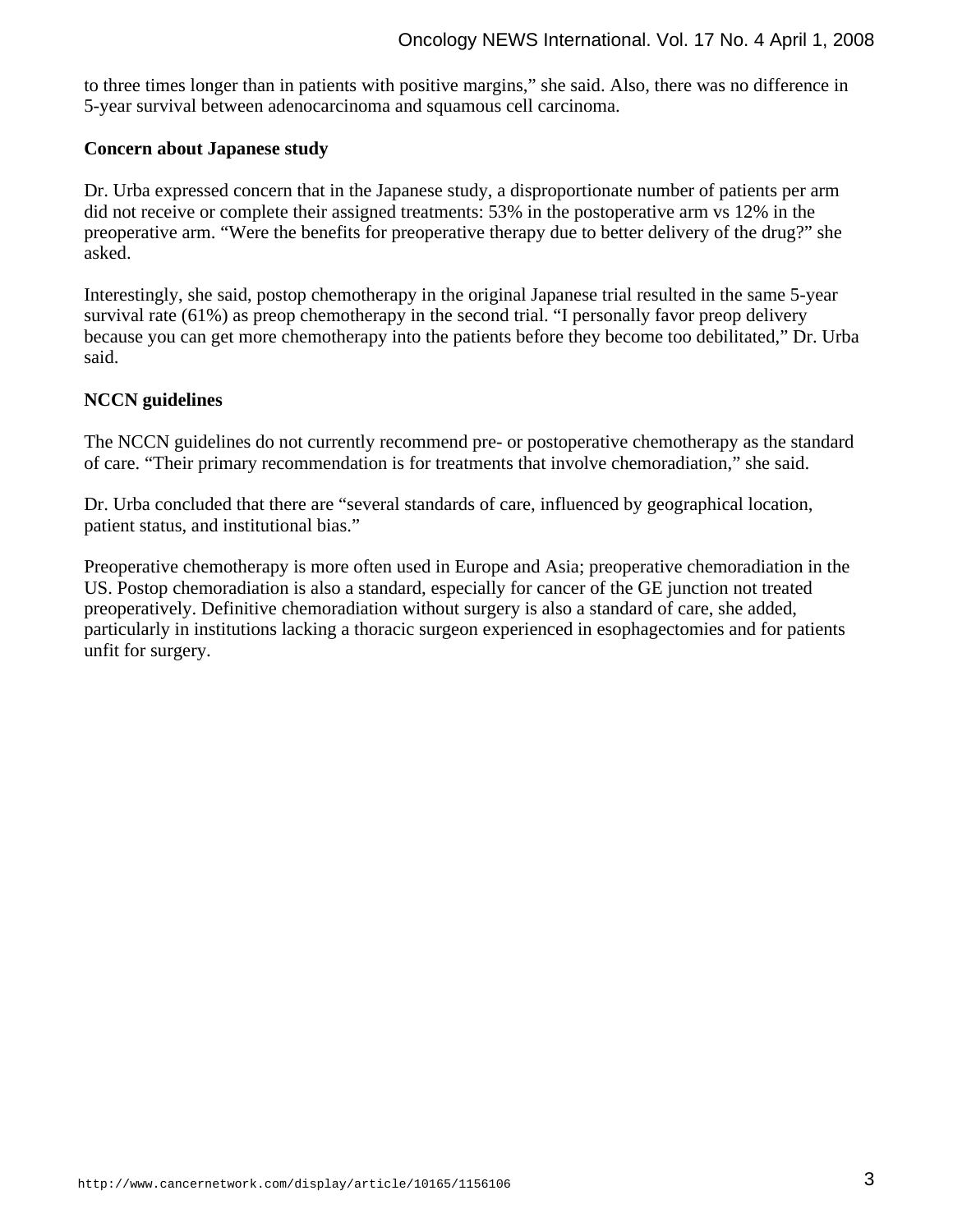to three times longer than in patients with positive margins," she said. Also, there was no difference in 5-year survival between adenocarcinoma and squamous cell carcinoma.

**Concern about Japanese study**

Dr. Urba expressed concern that in the Japanese study, a disproportionate number of patients per arm did not receive or complete their assigned treatments: 53% in the postoperative arm vs 12% in the preoperative arm. "Were the benefits for preoperative therapy due to better delivery of the drug?" she asked.

Interestingly, she said, postop chemotherapy in the original Japanese trial resulted in the same 5-year survival rate (61%) as preop chemotherapy in the second trial. "I personally favor preop delivery because you can get more chemotherapy into the patients before they become too debilitated," Dr. Urba said.

**NCCN guidelines**

The NCCN guidelines do not currently recommend pre- or postoperative chemotherapy as the standard of care. "Their primary recommendation is for treatments that involve chemoradiation," she said.

Dr. Urba concluded that there are "several standards of care, influenced by geographical location, patient status, and institutional bias."

Preoperative chemotherapy is more often used in Europe and Asia; preoperative chemoradiation in the US. Postop chemoradiation is also a standard, especially for cancer of the GE junction not treated preoperatively. Definitive chemoradiation without surgery is also a standard of care, she added, particularly in institutions lacking a thoracic surgeon experienced in esophagectomies and for patients unfit for surgery.